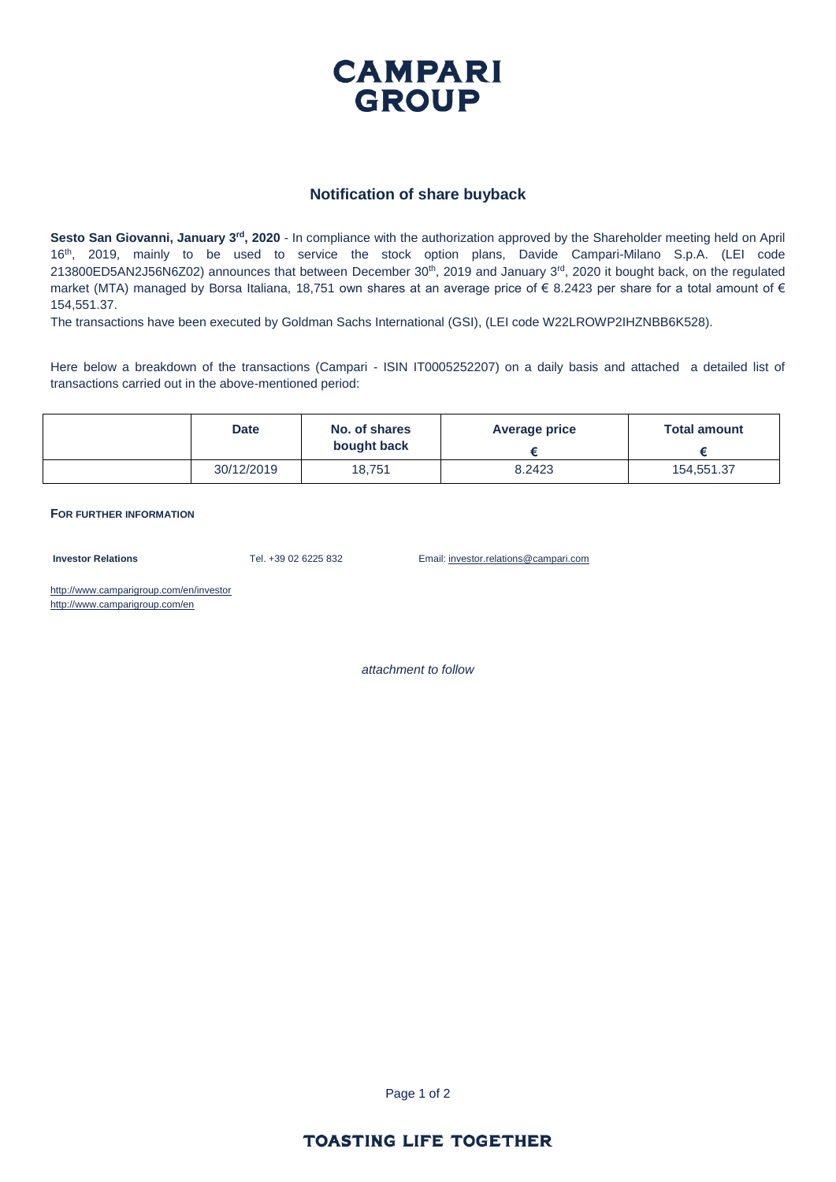# CAMPARI GROUP

## Notification of share buyback

**Sesto San Giovanni, January 3rd, 2020** - In compliance with the authorization approved by the Shareholder meeting held on April 16th, 2019, mainly to be used to service the stock option plans, Davide Campari-Milano S.p.A. (LEI code 213800ED5AN2J56N6Z02) announces that between December 30th, 2019 and January 3rd, 2020 it bought back, on the regulated market (MTA) managed by Borsa Italiana, 18,751 own shares at an average price of € 8.2423 per share for a total amount of € 154,551.37.

The transactions have been executed by Goldman Sachs International (GSI), (LEI code W22LROWP2IHZNBB6K528).

Here below a breakdown of the transactions (Campari - ISIN IT0005252207) on a daily basis and attached a detailed list of transactions carried out in the above-mentioned period:

| | Date | No. of shares bought back | Average price € | Total amount € |
|---|---|---|---|---|
| | 30/12/2019 | 18,751 | 8.2423 | 154,551.37 |

**FOR FURTHER INFORMATION**

**Investor Relations** Tel. +39 02 6225 832 Email: investor.relations@campari.com

http://www.camparigroup.com/en/investor
http://www.camparigroup.com/en

*attachment to follow*

**TOASTING LIFE TOGETHER**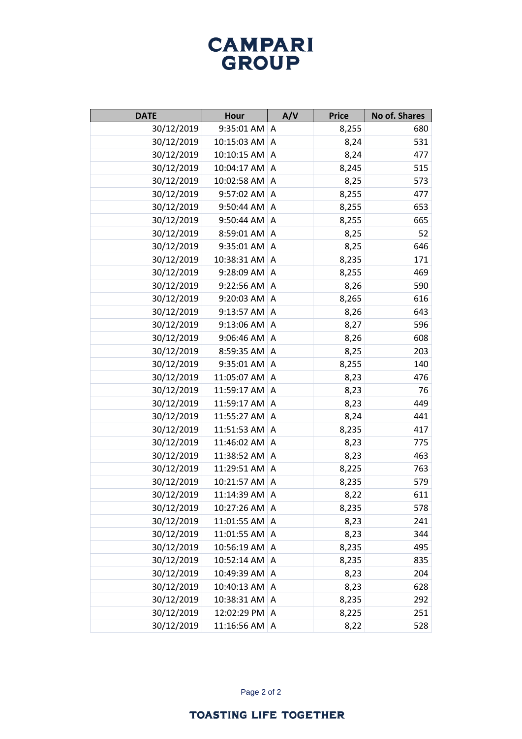# CAMPARI GROUP

| DATE | Hour | A/V | Price | No of. Shares |
|---|---|---|---|---|
| 30/12/2019 | 9:35:01 AM | A | 8,255 | 680 |
| 30/12/2019 | 10:15:03 AM | A | 8,24 | 531 |
| 30/12/2019 | 10:10:15 AM | A | 8,24 | 477 |
| 30/12/2019 | 10:04:17 AM | A | 8,245 | 515 |
| 30/12/2019 | 10:02:58 AM | A | 8,25 | 573 |
| 30/12/2019 | 9:57:02 AM | A | 8,255 | 477 |
| 30/12/2019 | 9:50:44 AM | A | 8,255 | 653 |
| 30/12/2019 | 9:50:44 AM | A | 8,255 | 665 |
| 30/12/2019 | 8:59:01 AM | A | 8,25 | 52 |
| 30/12/2019 | 9:35:01 AM | A | 8,25 | 646 |
| 30/12/2019 | 10:38:31 AM | A | 8,235 | 171 |
| 30/12/2019 | 9:28:09 AM | A | 8,255 | 469 |
| 30/12/2019 | 9:22:56 AM | A | 8,26 | 590 |
| 30/12/2019 | 9:20:03 AM | A | 8,265 | 616 |
| 30/12/2019 | 9:13:57 AM | A | 8,26 | 643 |
| 30/12/2019 | 9:13:06 AM | A | 8,27 | 596 |
| 30/12/2019 | 9:06:46 AM | A | 8,26 | 608 |
| 30/12/2019 | 8:59:35 AM | A | 8,25 | 203 |
| 30/12/2019 | 9:35:01 AM | A | 8,255 | 140 |
| 30/12/2019 | 11:05:07 AM | A | 8,23 | 476 |
| 30/12/2019 | 11:59:17 AM | A | 8,23 | 76 |
| 30/12/2019 | 11:59:17 AM | A | 8,23 | 449 |
| 30/12/2019 | 11:55:27 AM | A | 8,24 | 441 |
| 30/12/2019 | 11:51:53 AM | A | 8,235 | 417 |
| 30/12/2019 | 11:46:02 AM | A | 8,23 | 775 |
| 30/12/2019 | 11:38:52 AM | A | 8,23 | 463 |
| 30/12/2019 | 11:29:51 AM | A | 8,225 | 763 |
| 30/12/2019 | 10:21:57 AM | A | 8,235 | 579 |
| 30/12/2019 | 11:14:39 AM | A | 8,22 | 611 |
| 30/12/2019 | 10:27:26 AM | A | 8,235 | 578 |
| 30/12/2019 | 11:01:55 AM | A | 8,23 | 241 |
| 30/12/2019 | 11:01:55 AM | A | 8,23 | 344 |
| 30/12/2019 | 10:56:19 AM | A | 8,235 | 495 |
| 30/12/2019 | 10:52:14 AM | A | 8,235 | 835 |
| 30/12/2019 | 10:49:39 AM | A | 8,23 | 204 |
| 30/12/2019 | 10:40:13 AM | A | 8,23 | 628 |
| 30/12/2019 | 10:38:31 AM | A | 8,235 | 292 |
| 30/12/2019 | 12:02:29 PM | A | 8,225 | 251 |
| 30/12/2019 | 11:16:56 AM | A | 8,22 | 528 |

TOASTING LIFE TOGETHER